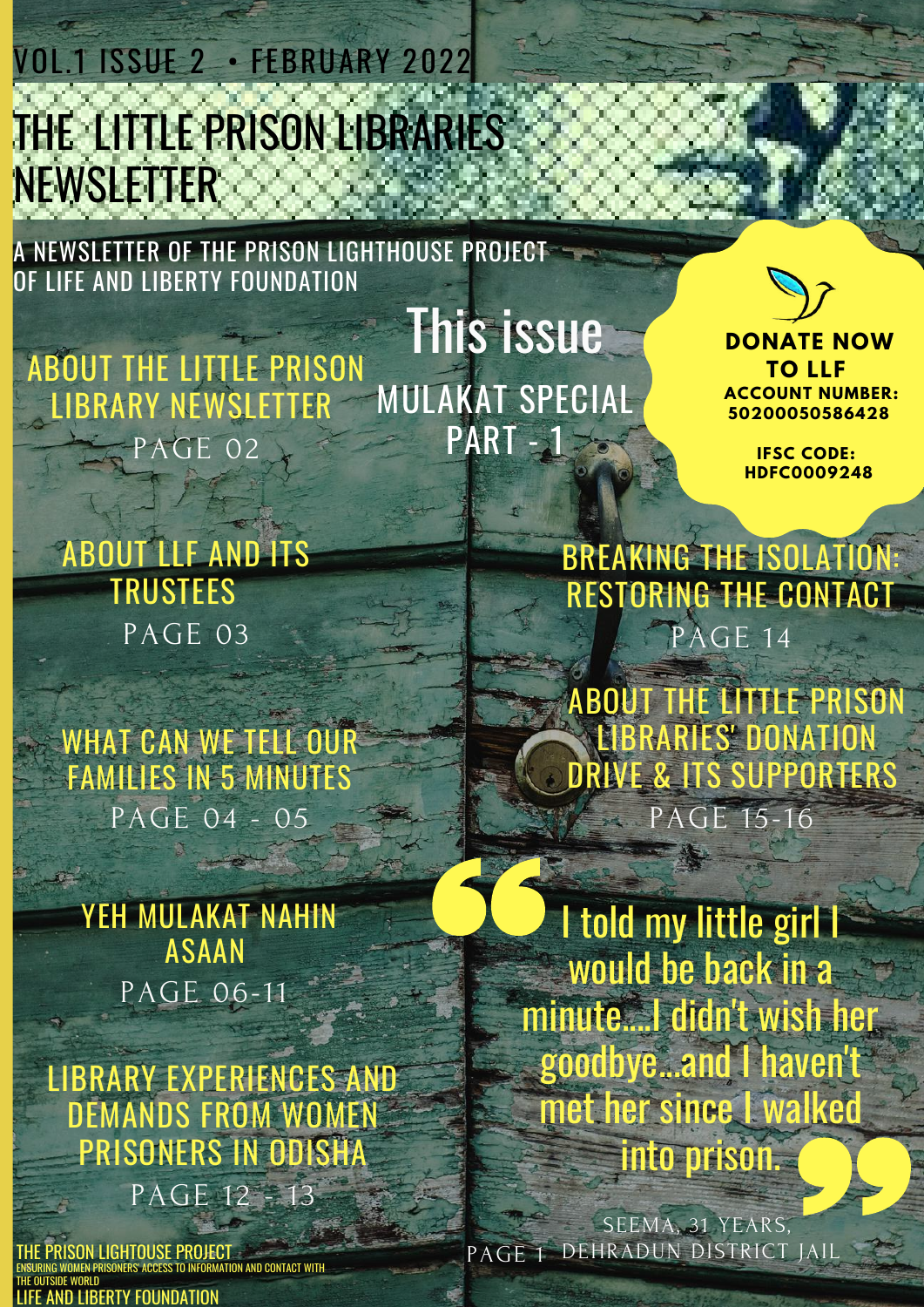VOL.1 ISSUE 2 • FEBRUARY 2022

# THE LITTLE PRISON LIBRARIES NEWSLETTER

A NEWSLETTER OF THE PRISON LIGHTHOUSE PROJECT OF LIFE AND LIBERTY FOUNDATION

## This issue

MULAKAT SPECIAL PART - 1

**DONATE NOW TO LLF**
**ACCOUNT NUMBER: 50200050586428**

**IFSC CODE: HDFC0009248**

ABOUT THE LITTLE PRISON LIBRARY NEWSLETTER
PAGE 02

ABOUT LLF AND ITS TRUSTEES
PAGE 03

WHAT CAN WE TELL OUR FAMILIES IN 5 MINUTES
PAGE 04 - 05

YEH MULAKAT NAHIN ASAAN
PAGE 06-11

LIBRARY EXPERIENCES AND DEMANDS FROM WOMEN PRISONERS IN ODISHA
PAGE 12 - 13

BREAKING THE ISOLATION: RESTORING THE CONTACT
PAGE 14

ABOUT THE LITTLE PRISON LIBRARIES' DONATION DRIVE & ITS SUPPORTERS
PAGE 15-16

> "I told my little girl I would be back in a minute....I didn't wish her goodbye...and I haven't met her since I walked into prison."
>
> SEEMA, 31 YEARS, DEHRADUN DISTRICT JAIL

THE PRISON LIGHTOUSE PROJECT
ENSURING WOMEN PRISONERS' ACCESS TO INFORMATION AND CONTACT WITH THE OUTSIDE WORLD
LIFE AND LIBERTY FOUNDATION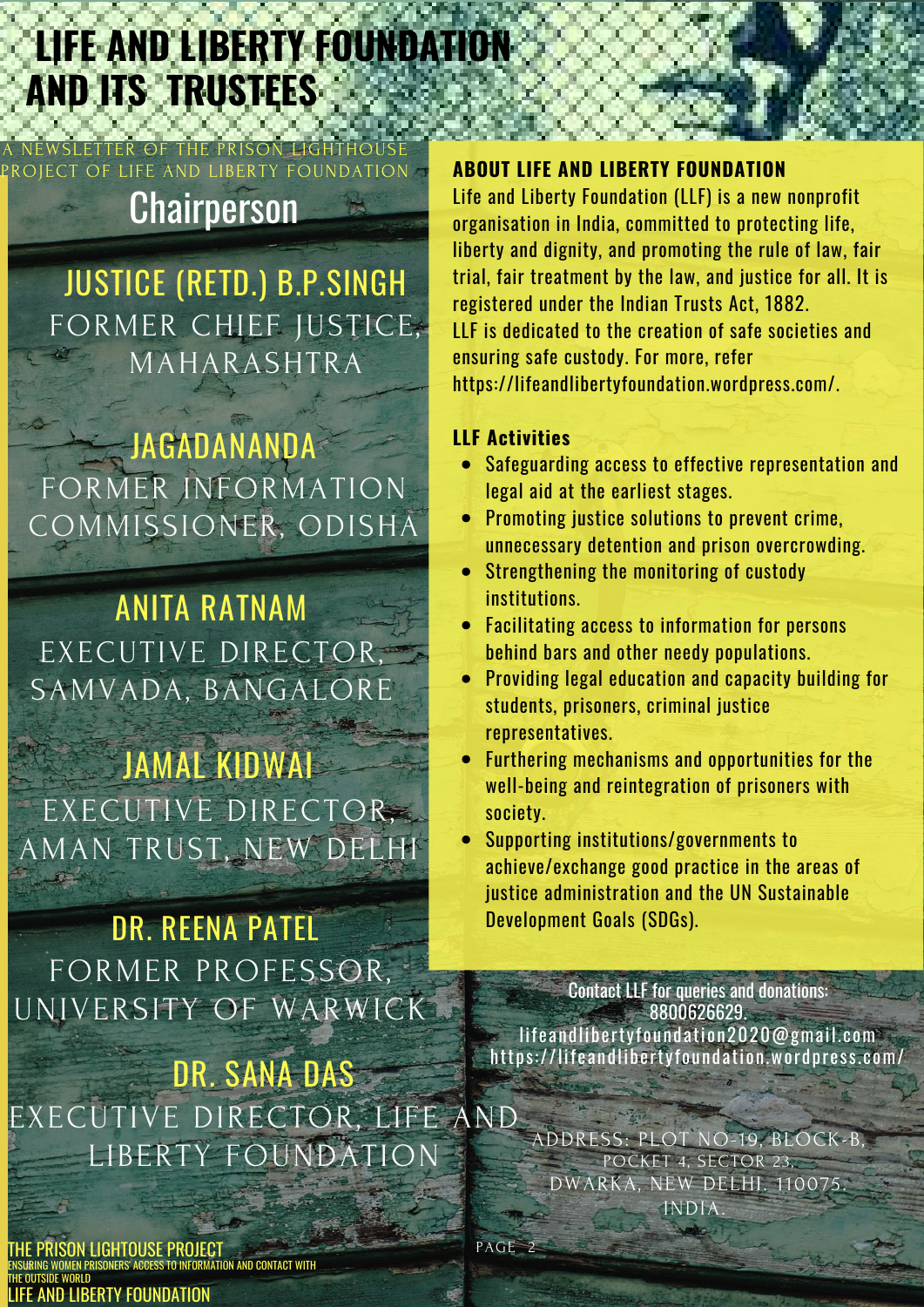# LIFE AND LIBERTY FOUNDATION AND ITS TRUSTEES

A NEWSLETTER OF THE PRISON LIGHTHOUSE PROJECT OF LIFE AND LIBERTY FOUNDATION

## Chairperson

**JUSTICE (RETD.) B.P.SINGH**
FORMER CHIEF JUSTICE, MAHARASHTRA

**JAGADANANDA**
FORMER INFORMATION COMMISSIONER, ODISHA

**ANITA RATNAM**
EXECUTIVE DIRECTOR, SAMVADA, BANGALORE

**JAMAL KIDWAI**
EXECUTIVE DIRECTOR, AMAN TRUST, NEW DELHI

**DR. REENA PATEL**
FORMER PROFESSOR, UNIVERSITY OF WARWICK

**DR. SANA DAS**
EXECUTIVE DIRECTOR, LIFE AND LIBERTY FOUNDATION

### ABOUT LIFE AND LIBERTY FOUNDATION

Life and Liberty Foundation (LLF) is a new nonprofit organisation in India, committed to protecting life, liberty and dignity, and promoting the rule of law, fair trial, fair treatment by the law, and justice for all. It is registered under the Indian Trusts Act, 1882.
LLF is dedicated to the creation of safe societies and ensuring safe custody. For more, refer https://lifeandlibertyfoundation.wordpress.com/.

### LLF Activities

- Safeguarding access to effective representation and legal aid at the earliest stages.
- Promoting justice solutions to prevent crime, unnecessary detention and prison overcrowding.
- Strengthening the monitoring of custody institutions.
- Facilitating access to information for persons behind bars and other needy populations.
- Providing legal education and capacity building for students, prisoners, criminal justice representatives.
- Furthering mechanisms and opportunities for the well-being and reintegration of prisoners with society.
- Supporting institutions/governments to achieve/exchange good practice in the areas of justice administration and the UN Sustainable Development Goals (SDGs).

Contact LLF for queries and donations:
8800626629.
lifeandlibertyfoundation2020@gmail.com
https://lifeandlibertyfoundation.wordpress.com/

ADDRESS: PLOT NO-19, BLOCK-B, POCKET 4, SECTOR 23, DWARKA, NEW DELHI. 110075. INDIA.

THE PRISON LIGHTOUSE PROJECT
ENSURING WOMEN PRISONERS' ACCESS TO INFORMATION AND CONTACT WITH THE OUTSIDE WORLD
LIFE AND LIBERTY FOUNDATION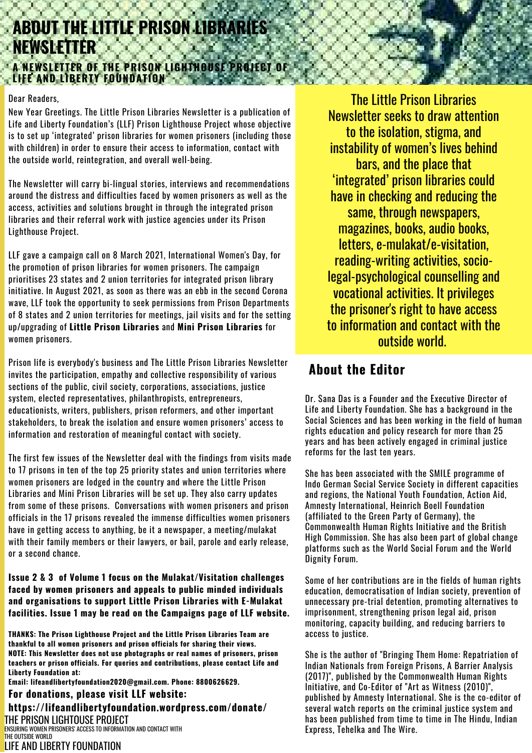# ABOUT THE LITTLE PRISON LIBRARIES NEWSLETTER

### A NEWSLETTER OF THE PRISON LIGHTHOUSE PROJECT OF LIFE AND LIBERTY FOUNDATION

Dear Readers,

New Year Greetings. The Little Prison Libraries Newsletter is a publication of Life and Liberty Foundation's (LLF) Prison Lighthouse Project whose objective is to set up 'integrated' prison libraries for women prisoners (including those with children) in order to ensure their access to information, contact with the outside world, reintegration, and overall well-being.

The Newsletter will carry bi-lingual stories, interviews and recommendations around the distress and difficulties faced by women prisoners as well as the access, activities and solutions brought in through the integrated prison libraries and their referral work with justice agencies under its Prison Lighthouse Project.

LLF gave a campaign call on 8 March 2021, International Women's Day, for the promotion of prison libraries for women prisoners. The campaign prioritises 23 states and 2 union territories for integrated prison library initiative. In August 2021, as soon as there was an ebb in the second Corona wave, LLF took the opportunity to seek permissions from Prison Departments of 8 states and 2 union territories for meetings, jail visits and for the setting up/upgrading of **Little Prison Libraries** and **Mini Prison Libraries** for women prisoners.

Prison life is everybody's business and The Little Prison Libraries Newsletter invites the participation, empathy and collective responsibility of various sections of the public, civil society, corporations, associations, justice system, elected representatives, philanthropists, entrepreneurs, educationists, writers, publishers, prison reformers, and other important stakeholders, to break the isolation and ensure women prisoners' access to information and restoration of meaningful contact with society.

The first few issues of the Newsletter deal with the findings from visits made to 17 prisons in ten of the top 25 priority states and union territories where women prisoners are lodged in the country and where the Little Prison Libraries and Mini Prison Libraries will be set up. They also carry updates from some of these prisons. Conversations with women prisoners and prison officials in the 17 prisons revealed the immense difficulties women prisoners have in getting access to anything, be it a newspaper, a meeting/mulakat with their family members or their lawyers, or bail, parole and early release, or a second chance.

**Issue 2 & 3 of Volume 1 focus on the Mulakat/Visitation challenges faced by women prisoners and appeals to public minded individuals and organisations to support Little Prison Libraries with E-Mulakat facilities. Issue 1 may be read on the Campaigns page of LLF website.**

**THANKS: The Prison Lighthouse Project and the Little Prison Libraries Team are thankful to all women prisoners and prison officials for sharing their views.**
**NOTE: This Newsletter does not use photographs or real names of prisoners, prison teachers or prison officials. For queries and contributions, please contact Life and Liberty Foundation at:**
**Email: lifeandlibertyfoundation2020@gmail.com. Phone: 8800626629.**

**For donations, please visit LLF website:**
**https://lifeandlibertyfoundation.wordpress.com/donate/**

THE PRISON LIGHTHOUSE PROJECT
ENSURING WOMEN PRISONERS' ACCESS TO INFORMATION AND CONTACT WITH THE OUTSIDE WORLD
LIFE AND LIBERTY FOUNDATION

The Little Prison Libraries Newsletter seeks to draw attention to the isolation, stigma, and instability of women's lives behind bars, and the place that 'integrated' prison libraries could have in checking and reducing the same, through newspapers, magazines, books, audio books, letters, e-mulakat/e-visitation, reading-writing activities, socio-legal-psychological counselling and vocational activities. It privileges the prisoner's right to have access to information and contact with the outside world.

## About the Editor

Dr. Sana Das is a Founder and the Executive Director of Life and Liberty Foundation. She has a background in the Social Sciences and has been working in the field of human rights education and policy research for more than 25 years and has been actively engaged in criminal justice reforms for the last ten years.

She has been associated with the SMILE programme of Indo German Social Service Society in different capacities and regions, the National Youth Foundation, Action Aid, Amnesty International, Heinrich Boell Foundation (affiliated to the Green Party of Germany), the Commonwealth Human Rights Initiative and the British High Commission. She has also been part of global change platforms such as the World Social Forum and the World Dignity Forum.

Some of her contributions are in the fields of human rights education, democratisation of Indian society, prevention of unnecessary pre-trial detention, promoting alternatives to imprisonment, strengthening prison legal aid, prison monitoring, capacity building, and reducing barriers to access to justice.

She is the author of "Bringing Them Home: Repatriation of Indian Nationals from Foreign Prisons, A Barrier Analysis (2017)", published by the Commonwealth Human Rights Initiative, and Co-Editor of "Art as Witness (2010)", published by Amnesty International. She is the co-editor of several watch reports on the criminal justice system and has been published from time to time in The Hindu, Indian Express, Tehelka and The Wire.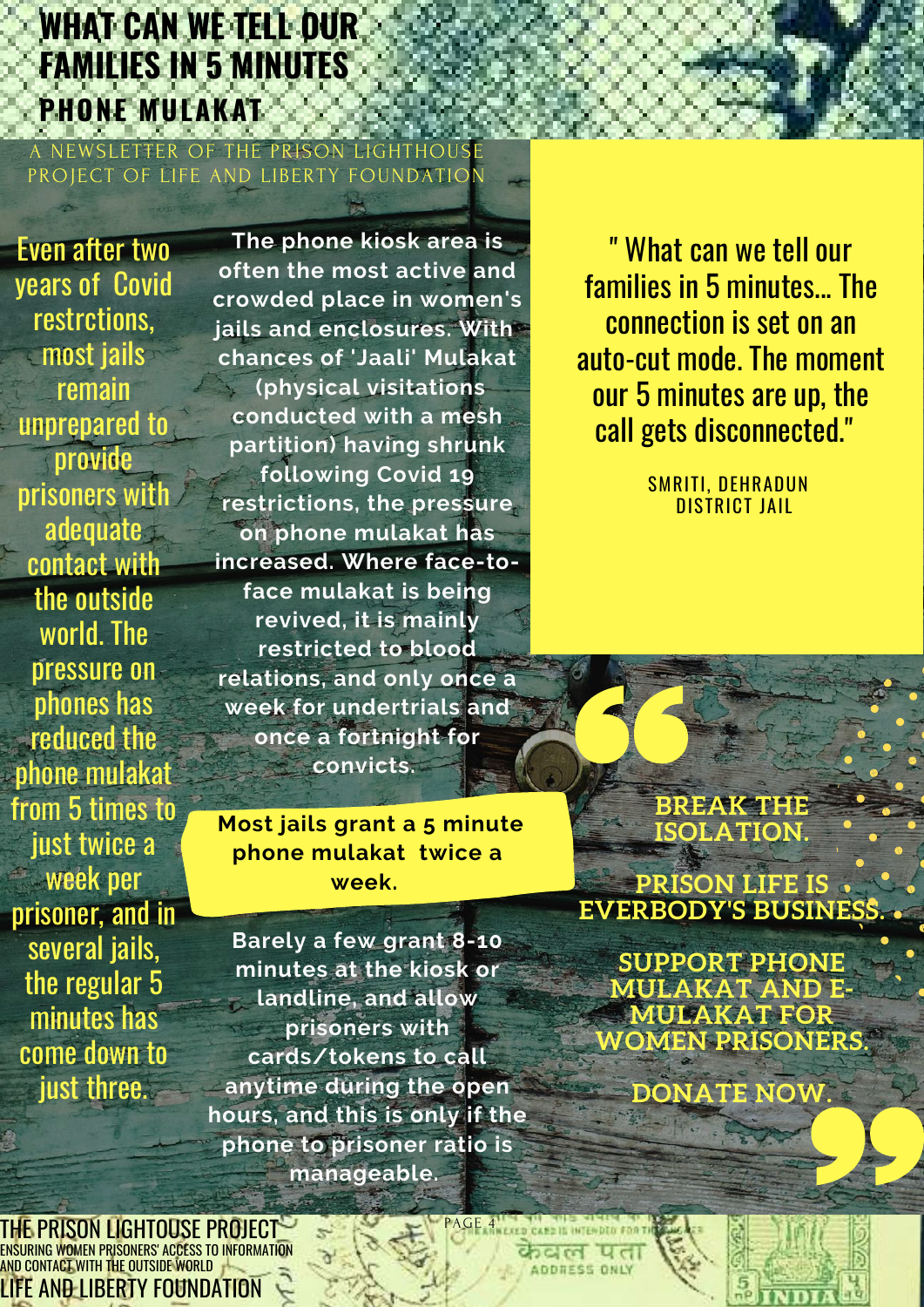# WHAT CAN WE TELL OUR FAMILIES IN 5 MINUTES

## PHONE MULAKAT

A NEWSLETTER OF THE PRISON LIGHTHOUSE PROJECT OF LIFE AND LIBERTY FOUNDATION

Even after two years of Covid restrctions, most jails remain unprepared to provide prisoners with adequate contact with the outside world. The pressure on phones has reduced the phone mulakat from 5 times to just twice a week per prisoner, and in several jails, the regular 5 minutes has come down to just three.

**The phone kiosk area is often the most active and crowded place in women's jails and enclosures. With chances of 'Jaali' Mulakat (physical visitations conducted with a mesh partition) having shrunk following Covid 19 restrictions, the pressure on phone mulakat has increased. Where face-to-face mulakat is being revived, it is mainly restricted to blood relations, and only once a week for undertrials and once a fortnight for convicts.**

**Most jails grant a 5 minute phone mulakat twice a week.**

**Barely a few grant 8-10 minutes at the kiosk or landline, and allow prisoners with cards/tokens to call anytime during the open hours, and this is only if the phone to prisoner ratio is manageable.**

> " What can we tell our families in 5 minutes... The connection is set on an auto-cut mode. The moment our 5 minutes are up, the call gets disconnected."
>
> SMRITI, DEHRADUN DISTRICT JAIL

**BREAK THE ISOLATION.**

**PRISON LIFE IS EVERBODY'S BUSINESS.**

**SUPPORT PHONE MULAKAT AND E-MULAKAT FOR WOMEN PRISONERS.**

**DONATE NOW.**

THE PRISON LIGHTOUSE PROJECT
ENSURING WOMEN PRISONERS' ACCESS TO INFORMATION AND CONTACT WITH THE OUTSIDE WORLD
LIFE AND LIBERTY FOUNDATION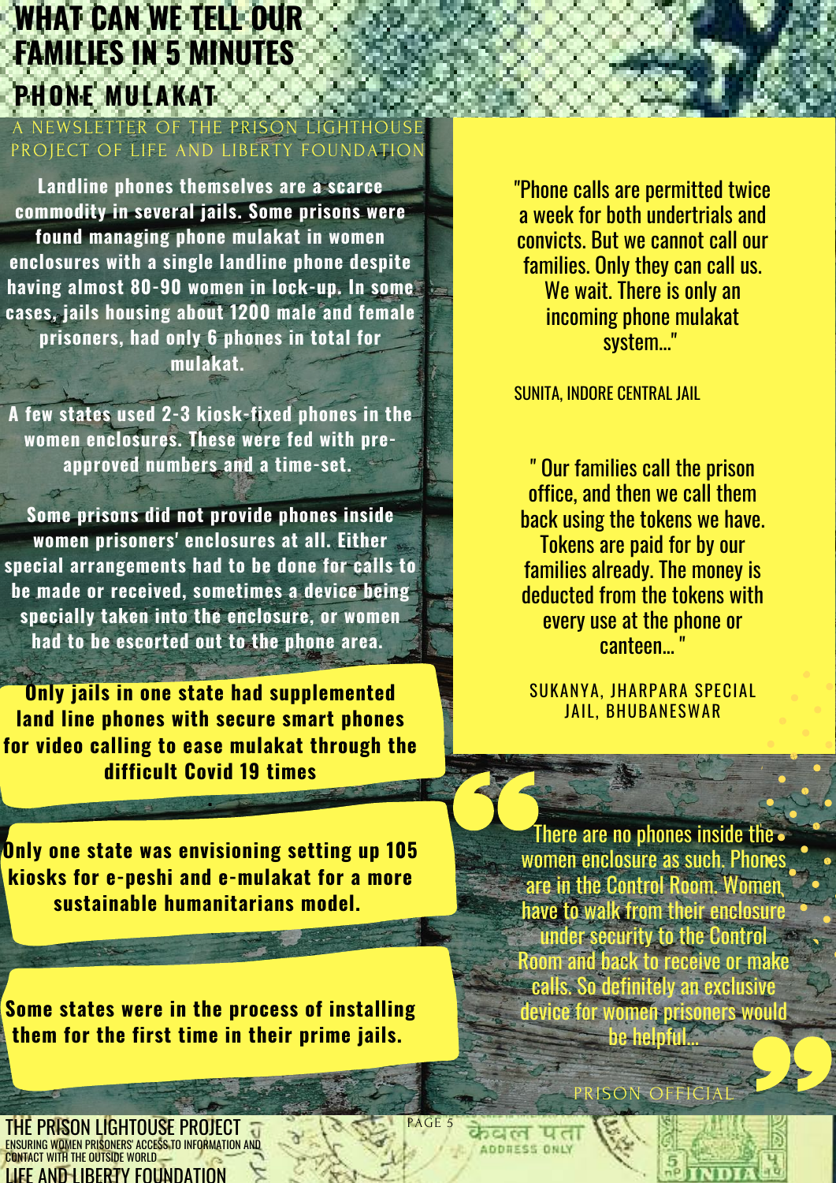# WHAT CAN WE TELL OUR FAMILIES IN 5 MINUTES

## PHONE MULAKAT

A NEWSLETTER OF THE PRISON LIGHTHOUSE PROJECT OF LIFE AND LIBERTY FOUNDATION

**Landline phones themselves are a scarce commodity in several jails. Some prisons were found managing phone mulakat in women enclosures with a single landline phone despite having almost 80-90 women in lock-up. In some cases, jails housing about 1200 male and female prisoners, had only 6 phones in total for mulakat.**

**A few states used 2-3 kiosk-fixed phones in the women enclosures. These were fed with pre-approved numbers and a time-set.**

**Some prisons did not provide phones inside women prisoners' enclosures at all. Either special arrangements had to be done for calls to be made or received, sometimes a device being specially taken into the enclosure, or women had to be escorted out to the phone area.**

**Only jails in one state had supplemented land line phones with secure smart phones for video calling to ease mulakat through the difficult Covid 19 times**

**Only one state was envisioning setting up 105 kiosks for e-peshi and e-mulakat for a more sustainable humanitarians model.**

**Some states were in the process of installing them for the first time in their prime jails.**

"Phone calls are permitted twice a week for both undertrials and convicts. But we cannot call our families. Only they can call us. We wait. There is only an incoming phone mulakat system..."

SUNITA, INDORE CENTRAL JAIL

" Our families call the prison office, and then we call them back using the tokens we have. Tokens are paid for by our families already. The money is deducted from the tokens with every use at the phone or canteen... "

SUKANYA, JHARPARA SPECIAL JAIL, BHUBANESWAR

"There are no phones inside the women enclosure as such. Phones are in the Control Room. Women, have to walk from their enclosure under security to the Control Room and back to receive or make calls. So definitely an exclusive device for women prisoners would be helpful..."

PRISON OFFICIAL

THE PRISON LIGHTOUSE PROJECT
ENSURING WOMEN PRISONERS' ACCESS TO INFORMATION AND CONTACT WITH THE OUTSIDE WORLD
LIFE AND LIBERTY FOUNDATION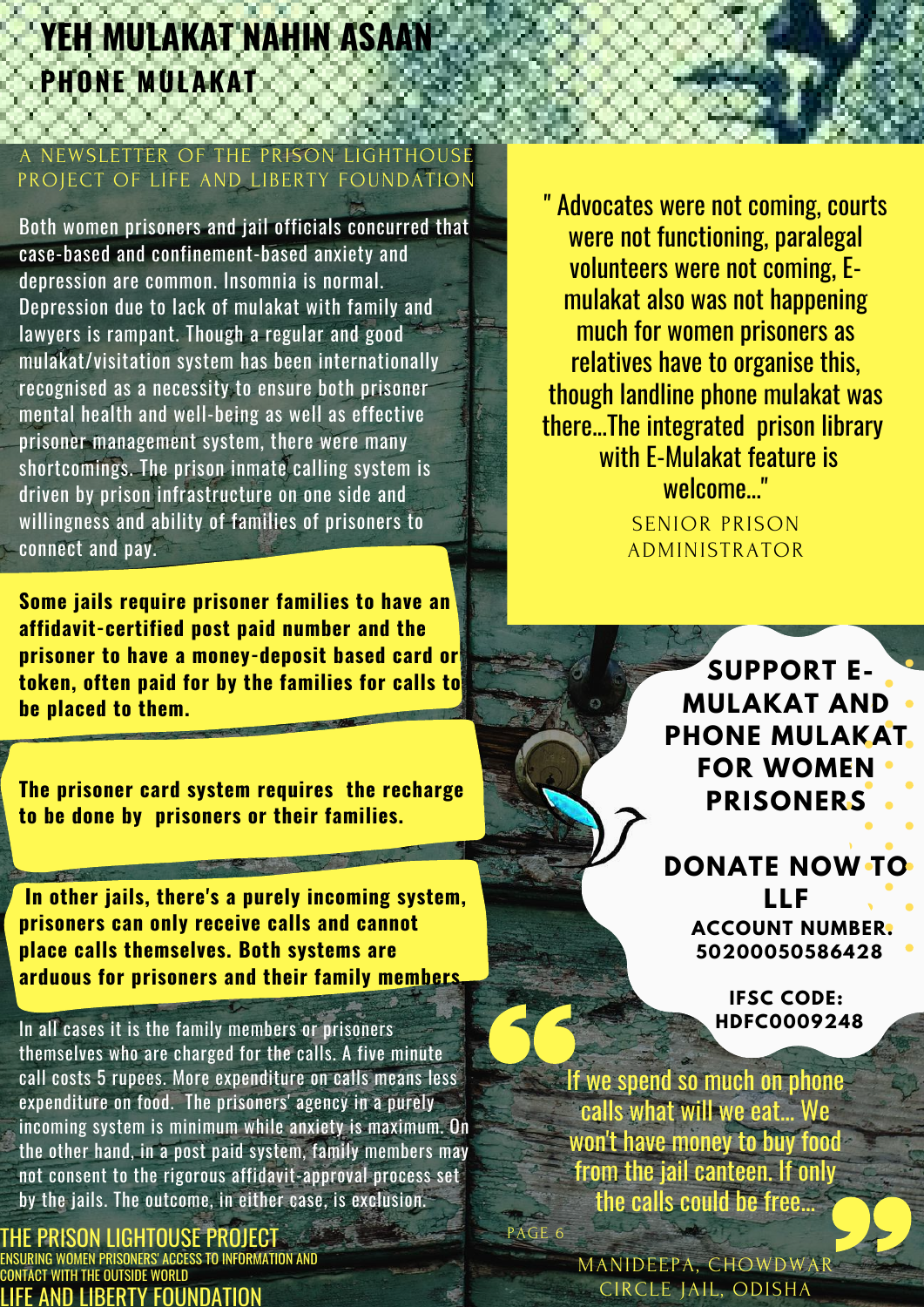# YEH MULAKAT NAHIN ASAAN

## PHONE MULAKAT

A NEWSLETTER OF THE PRISON LIGHTHOUSE PROJECT OF LIFE AND LIBERTY FOUNDATION

Both women prisoners and jail officials concurred that case-based and confinement-based anxiety and depression are common. Insomnia is normal. Depression due to lack of mulakat with family and lawyers is rampant. Though a regular and good mulakat/visitation system has been internationally recognised as a necessity to ensure both prisoner mental health and well-being as well as effective prisoner management system, there were many shortcomings. The prison inmate calling system is driven by prison infrastructure on one side and willingness and ability of families of prisoners to connect and pay.

**Some jails require prisoner families to have an affidavit-certified post paid number and the prisoner to have a money-deposit based card or token, often paid for by the families for calls to be placed to them.**

**The prisoner card system requires the recharge to be done by prisoners or their families.**

**In other jails, there's a purely incoming system, prisoners can only receive calls and cannot place calls themselves. Both systems are arduous for prisoners and their family members.**

In all cases it is the family members or prisoners themselves who are charged for the calls. A five minute call costs 5 rupees. More expenditure on calls means less expenditure on food. The prisoners' agency in a purely incoming system is minimum while anxiety is maximum. On the other hand, in a post paid system, family members may not consent to the rigorous affidavit-approval process set by the jails. The outcome, in either case, is exclusion.

> " Advocates were not coming, courts were not functioning, paralegal volunteers were not coming, E-mulakat also was not happening much for women prisoners as relatives have to organise this, though landline phone mulakat was there...The integrated prison library with E-Mulakat feature is welcome..."
>
> SENIOR PRISON ADMINISTRATOR

**SUPPORT E-MULAKAT AND PHONE MULAKAT FOR WOMEN PRISONERS**

**DONATE NOW TO LLF**

**ACCOUNT NUMBER: 50200050586428**

**IFSC CODE: HDFC0009248**

> If we spend so much on phone calls what will we eat... We won't have money to buy food from the jail canteen. If only the calls could be free...
>
> MANIDEEPA, CHOWDWAR CIRCLE JAIL, ODISHA

THE PRISON LIGHTOUSE PROJECT

ENSURING WOMEN PRISONERS' ACCESS TO INFORMATION AND CONTACT WITH THE OUTSIDE WORLD

LIFE AND LIBERTY FOUNDATION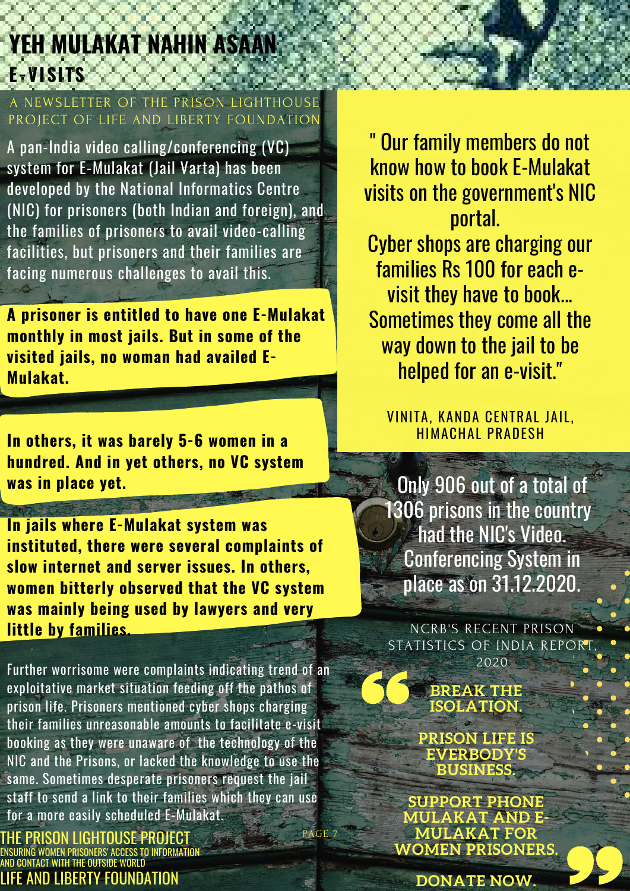# YEH MULAKAT NAHIN ASAAN

## E-VISITS

A NEWSLETTER OF THE PRISON LIGHTHOUSE PROJECT OF LIFE AND LIBERTY FOUNDATION

A pan-India video calling/conferencing (VC) system for E-Mulakat (Jail Varta) has been developed by the National Informatics Centre (NIC) for prisoners (both Indian and foreign), and the families of prisoners to avail video-calling facilities, but prisoners and their families are facing numerous challenges to avail this.

**A prisoner is entitled to have one E-Mulakat monthly in most jails. But in some of the visited jails, no woman had availed E-Mulakat.**

**In others, it was barely 5-6 women in a hundred. And in yet others, no VC system was in place yet.**

**In jails where E-Mulakat system was instituted, there were several complaints of slow internet and server issues. In others, women bitterly observed that the VC system was mainly being used by lawyers and very little by families.**

Further worrisome were complaints indicating trend of an exploitative market situation feeding off the pathos of prison life. Prisoners mentioned cyber shops charging their families unreasonable amounts to facilitate e-visit booking as they were unaware of the technology of the NIC and the Prisons, or lacked the knowledge to use the same. Sometimes desperate prisoners request the jail staff to send a link to their families which they can use for a more easily scheduled E-Mulakat.

> " Our family members do not know how to book E-Mulakat visits on the government's NIC portal.
> Cyber shops are charging our families Rs 100 for each e-visit they have to book... Sometimes they come all the way down to the jail to be helped for an e-visit."
>
> VINITA, KANDA CENTRAL JAIL, HIMACHAL PRADESH

Only 906 out of a total of 1306 prisons in the country had the NIC's Video. Conferencing System in place as on 31.12.2020.

NCRB'S RECENT PRISON STATISTICS OF INDIA REPORT, 2020

**BREAK THE ISOLATION.**

**PRISON LIFE IS EVERBODY'S BUSINESS.**

**SUPPORT PHONE MULAKAT AND E-MULAKAT FOR WOMEN PRISONERS.**

**DONATE NOW.**

THE PRISON LIGHTOUSE PROJECT
ENSURING WOMEN PRISONERS' ACCESS TO INFORMATION AND CONTACT WITH THE OUTSIDE WORLD
LIFE AND LIBERTY FOUNDATION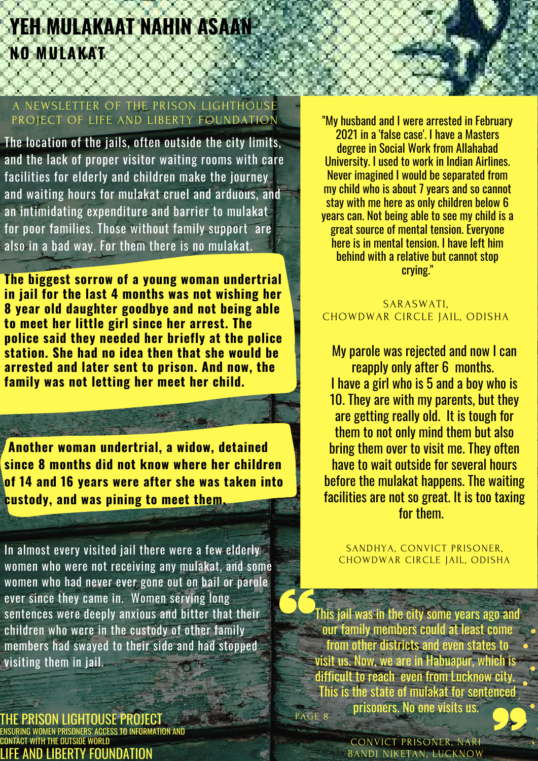# YEH MULAKAAT NAHIN ASAAN

## NO MULAKAT

A NEWSLETTER OF THE PRISON LIGHTHOUSE PROJECT OF LIFE AND LIBERTY FOUNDATION

The location of the jails, often outside the city limits, and the lack of proper visitor waiting rooms with care facilities for elderly and children make the journey and waiting hours for mulakat cruel and arduous, and an intimidating expenditure and barrier to mulakat for poor families. Those without family support are also in a bad way. For them there is no mulakat.

**The biggest sorrow of a young woman undertrial in jail for the last 4 months was not wishing her 8 year old daughter goodbye and not being able to meet her little girl since her arrest. The police said they needed her briefly at the police station. She had no idea then that she would be arrested and later sent to prison. And now, the family was not letting her meet her child.**

**Another woman undertrial, a widow, detained since 8 months did not know where her children of 14 and 16 years were after she was taken into custody, and was pining to meet them.**

In almost every visited jail there were a few elderly women who were not receiving any mulakat, and some women who had never ever gone out on bail or parole ever since they came in. Women serving long sentences were deeply anxious and bitter that their children who were in the custody of other family members had swayed to their side and had stopped visiting them in jail.

"My husband and I were arrested in February 2021 in a 'false case'. I have a Masters degree in Social Work from Allahabad University. I used to work in Indian Airlines. Never imagined I would be separated from my child who is about 7 years and so cannot stay with me here as only children below 6 years can. Not being able to see my child is a great source of mental tension. Everyone here is in mental tension. I have left him behind with a relative but cannot stop crying."

SARASWATI, CHOWDWAR CIRCLE JAIL, ODISHA

My parole was rejected and now I can reapply only after 6 months. I have a girl who is 5 and a boy who is 10. They are with my parents, but they are getting really old. It is tough for them to not only mind them but also bring them over to visit me. They often have to wait outside for several hours before the mulakat happens. The waiting facilities are not so great. It is too taxing for them.

SANDHYA, CONVICT PRISONER, CHOWDWAR CIRCLE JAIL, ODISHA

"This jail was in the city some years ago and our family members could at least come from other districts and even states to visit us. Now, we are in Habuapur, which is difficult to reach even from Lucknow city. This is the state of mulakat for sentenced prisoners. No one visits us."

CONVICT PRISONER, NARI BANDI NIKETAN, LUCKNOW

THE PRISON LIGHTOUSE PROJECT
ENSURING WOMEN PRISONERS' ACCESS TO INFORMATION AND CONTACT WITH THE OUTSIDE WORLD
LIFE AND LIBERTY FOUNDATION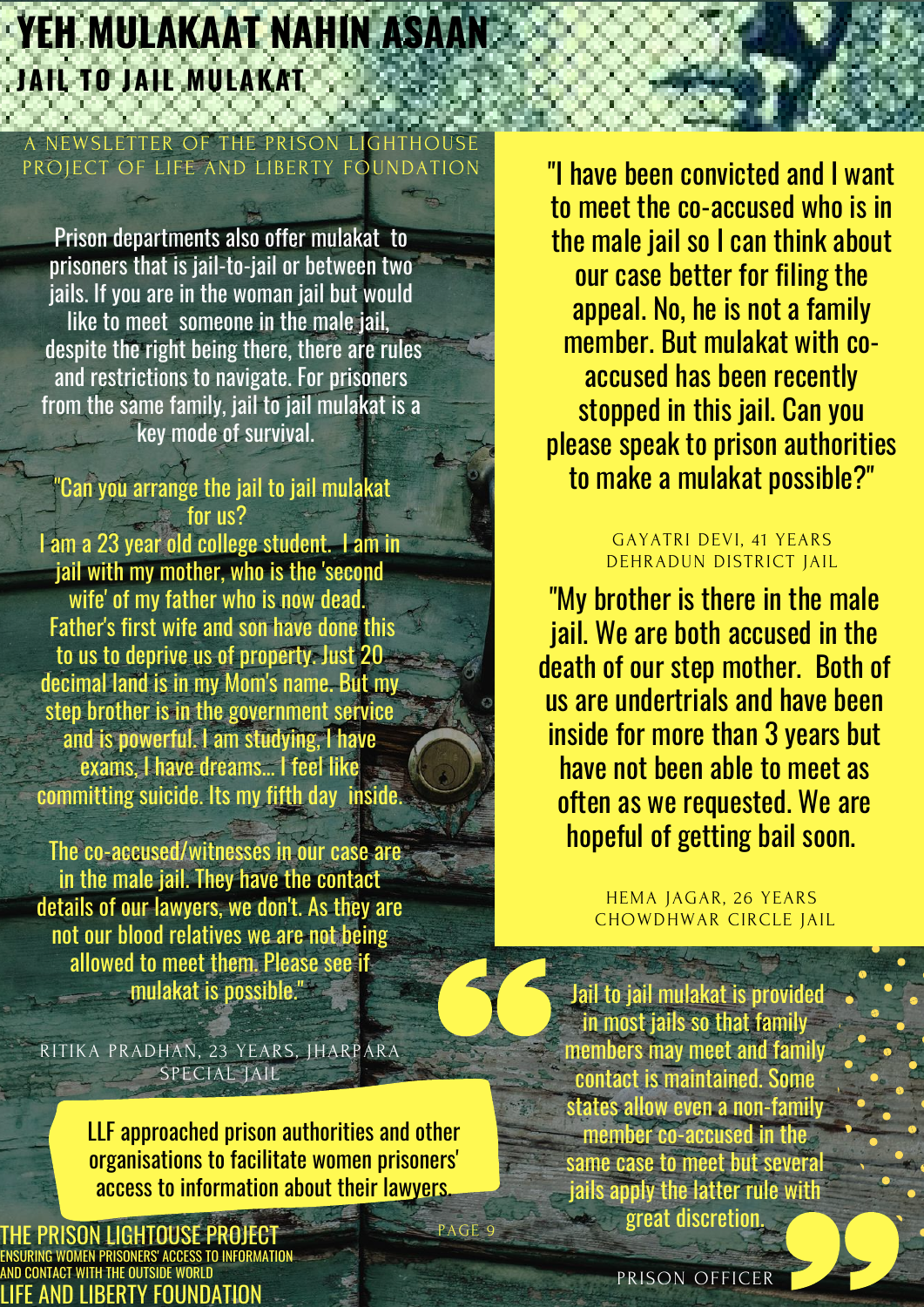# YEH MULAKAAT NAHIN ASAAN

## JAIL TO JAIL MULAKAT

A NEWSLETTER OF THE PRISON LIGHTHOUSE PROJECT OF LIFE AND LIBERTY FOUNDATION

Prison departments also offer mulakat to prisoners that is jail-to-jail or between two jails. If you are in the woman jail but would like to meet someone in the male jail, despite the right being there, there are rules and restrictions to navigate. For prisoners from the same family, jail to jail mulakat is a key mode of survival.

"Can you arrange the jail to jail mulakat for us?
I am a 23 year old college student. I am in jail with my mother, who is the 'second wife' of my father who is now dead. Father's first wife and son have done this to us to deprive us of property. Just 20 decimal land is in my Mom's name. But my step brother is in the government service and is powerful. I am studying, I have exams, I have dreams... I feel like committing suicide. Its my fifth day inside.

The co-accused/witnesses in our case are in the male jail. They have the contact details of our lawyers, we don't. As they are not our blood relatives we are not being allowed to meet them. Please see if mulakat is possible."

RITIKA PRADHAN, 23 YEARS, JHARPARA SPECIAL JAIL

LLF approached prison authorities and other organisations to facilitate women prisoners' access to information about their lawyers.

"I have been convicted and I want to meet the co-accused who is in the male jail so I can think about our case better for filing the appeal. No, he is not a family member. But mulakat with co-accused has been recently stopped in this jail. Can you please speak to prison authorities to make a mulakat possible?"

GAYATRI DEVI, 41 YEARS
DEHRADUN DISTRICT JAIL

"My brother is there in the male jail. We are both accused in the death of our step mother. Both of us are undertrials and have been inside for more than 3 years but have not been able to meet as often as we requested. We are hopeful of getting bail soon.

HEMA JAGAR, 26 YEARS
CHOWDHWAR CIRCLE JAIL

"Jail to jail mulakat is provided in most jails so that family members may meet and family contact is maintained. Some states allow even a non-family member co-accused in the same case to meet but several jails apply the latter rule with great discretion."

PRISON OFFICER

THE PRISON LIGHTOUSE PROJECT
ENSURING WOMEN PRISONERS' ACCESS TO INFORMATION AND CONTACT WITH THE OUTSIDE WORLD
LIFE AND LIBERTY FOUNDATION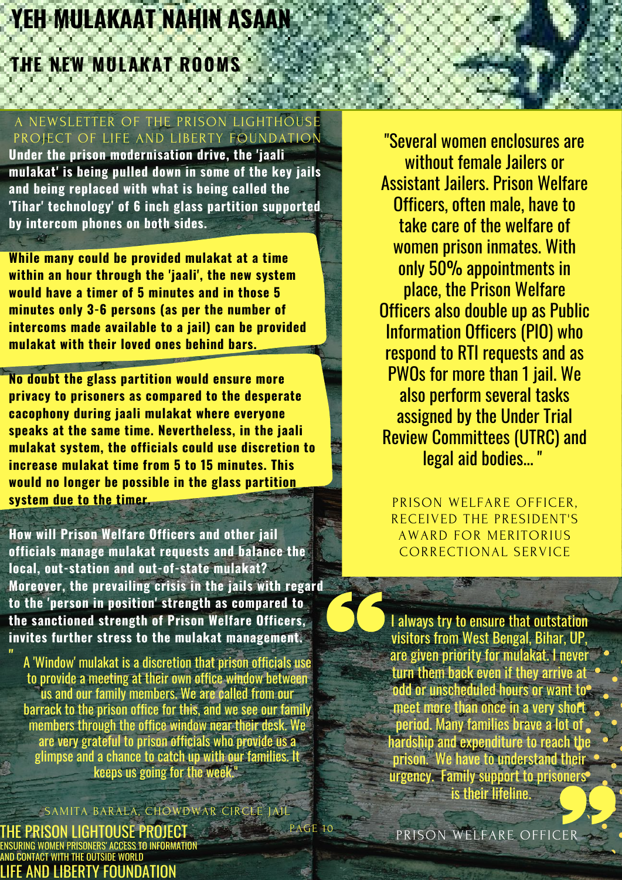# YEH MULAKAAT NAHIN ASAAN

## THE NEW MULAKAT ROOMS

A NEWSLETTER OF THE PRISON LIGHTHOUSE PROJECT OF LIFE AND LIBERTY FOUNDATION

**Under the prison modernisation drive, the 'jaali mulakat' is being pulled down in some of the key jails and being replaced with what is being called the 'Tihar' technology' of 6 inch glass partition supported by intercom phones on both sides.**

**While many could be provided mulakat at a time within an hour through the 'jaali', the new system would have a timer of 5 minutes and in those 5 minutes only 3-6 persons (as per the number of intercoms made available to a jail) can be provided mulakat with their loved ones behind bars.**

**No doubt the glass partition would ensure more privacy to prisoners as compared to the desperate cacophony during jaali mulakat where everyone speaks at the same time. Nevertheless, in the jaali mulakat system, the officials could use discretion to increase mulakat time from 5 to 15 minutes. This would no longer be possible in the glass partition system due to the timer.**

**How will Prison Welfare Officers and other jail officials manage mulakat requests and balance the local, out-station and out-of-state mulakat? Moreover, the prevailing crisis in the jails with regard to the 'person in position' strength as compared to the sanctioned strength of Prison Welfare Officers, invites further stress to the mulakat management.**

"A 'Window' mulakat is a discretion that prison officials use to provide a meeting at their own office window between us and our family members. We are called from our barrack to the prison office for this, and we see our family members through the office window near their desk. We are very grateful to prison officials who provide us a glimpse and a chance to catch up with our families. It keeps us going for the week."

SAMITA BARALA, CHOWDWAR CIRCLE JAIL

"Several women enclosures are without female Jailers or Assistant Jailers. Prison Welfare Officers, often male, have to take care of the welfare of women prison inmates. With only 50% appointments in place, the Prison Welfare Officers also double up as Public Information Officers (PIO) who respond to RTI requests and as PWOs for more than 1 jail. We also perform several tasks assigned by the Under Trial Review Committees (UTRC) and legal aid bodies... "

PRISON WELFARE OFFICER, RECEIVED THE PRESIDENT'S AWARD FOR MERITORIUS CORRECTIONAL SERVICE

"I always try to ensure that outstation visitors from West Bengal, Bihar, UP, are given priority for mulakat. I never turn them back even if they arrive at odd or unscheduled hours or want to meet more than once in a very short period. Many families brave a lot of hardship and expenditure to reach the prison. We have to understand their urgency. Family support to prisoners is their lifeline."

PRISON WELFARE OFFICER

THE PRISON LIGHTHOUSE PROJECT
ENSURING WOMEN PRISONERS' ACCESS TO INFORMATION AND CONTACT WITH THE OUTSIDE WORLD
LIFE AND LIBERTY FOUNDATION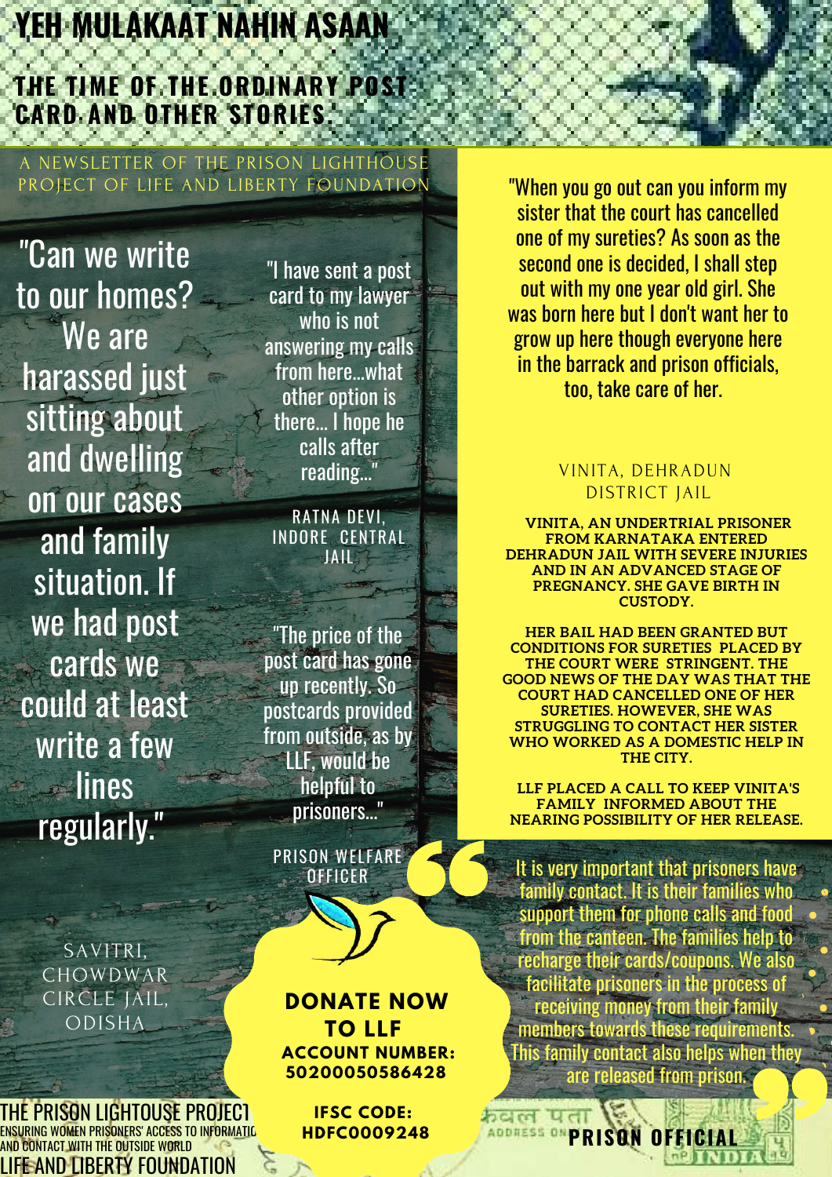# YEH MULAKAAT NAHIN ASAAN

## THE TIME OF THE ORDINARY POST CARD AND OTHER STORIES.

A NEWSLETTER OF THE PRISON LIGHTHOUSE PROJECT OF LIFE AND LIBERTY FOUNDATION

"Can we write to our homes? We are harassed just sitting about and dwelling on our cases and family situation. If we had post cards we could at least write a few lines regularly."

SAVITRI, CHOWDWAR CIRCLE JAIL, ODISHA

"I have sent a post card to my lawyer who is not answering my calls from here...what other option is there... I hope he calls after reading..."

RATNA DEVI, INDORE CENTRAL JAIL

"The price of the post card has gone up recently. So postcards provided from outside, as by LLF, would be helpful to prisoners..."

PRISON WELFARE OFFICER

"When you go out can you inform my sister that the court has cancelled one of my sureties? As soon as the second one is decided, I shall step out with my one year old girl. She was born here but I don't want her to grow up here though everyone here in the barrack and prison officials, too, take care of her.

VINITA, DEHRADUN DISTRICT JAIL

**VINITA, AN UNDERTRIAL PRISONER FROM KARNATAKA ENTERED DEHRADUN JAIL WITH SEVERE INJURIES AND IN AN ADVANCED STAGE OF PREGNANCY. SHE GAVE BIRTH IN CUSTODY.**

**HER BAIL HAD BEEN GRANTED BUT CONDITIONS FOR SURETIES PLACED BY THE COURT WERE STRINGENT. THE GOOD NEWS OF THE DAY WAS THAT THE COURT HAD CANCELLED ONE OF HER SURETIES. HOWEVER, SHE WAS STRUGGLING TO CONTACT HER SISTER WHO WORKED AS A DOMESTIC HELP IN THE CITY.**

**LLF PLACED A CALL TO KEEP VINITA'S FAMILY INFORMED ABOUT THE NEARING POSSIBILITY OF HER RELEASE.**

"It is very important that prisoners have family contact. It is their families who support them for phone calls and food from the canteen. The families help to recharge their cards/coupons. We also facilitate prisoners in the process of receiving money from their family members towards these requirements. This family contact also helps when they are released from prison."

**PRISON OFFICIAL**

**DONATE NOW TO LLF**
**ACCOUNT NUMBER: 50200050586428**
**IFSC CODE: HDFC0009248**

THE PRISON LIGHTOUSE PROJECT
ENSURING WOMEN PRISONERS' ACCESS TO INFORMATIO AND CONTACT WITH THE OUTSIDE WORLD
LIFE AND LIBERTY FOUNDATION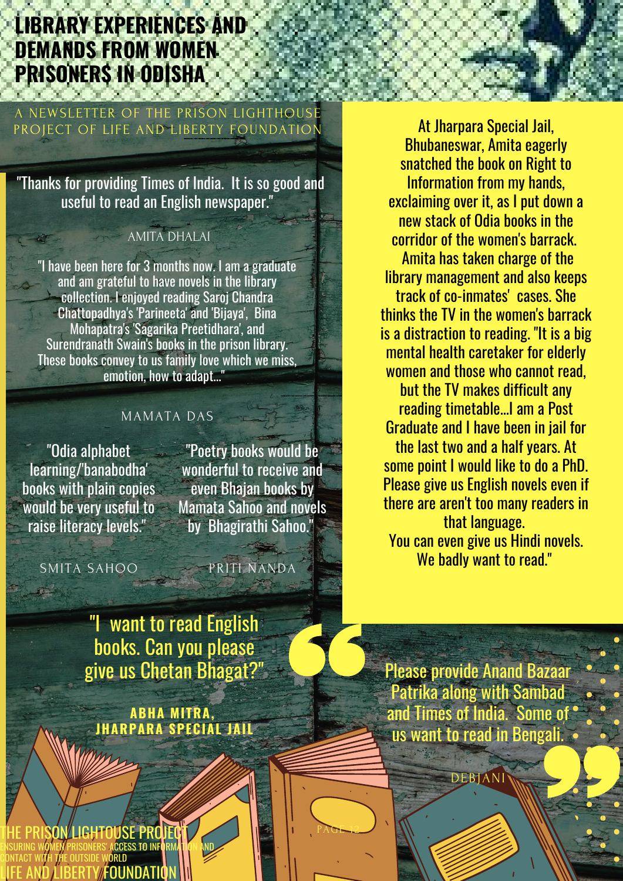# LIBRARY EXPERIENCES AND DEMANDS FROM WOMEN PRISONERS IN ODISHA

A NEWSLETTER OF THE PRISON LIGHTHOUSE PROJECT OF LIFE AND LIBERTY FOUNDATION

"Thanks for providing Times of India. It is so good and useful to read an English newspaper."

AMITA DHALAI

"I have been here for 3 months now. I am a graduate and am grateful to have novels in the library collection. I enjoyed reading Saroj Chandra Chattopadhya's 'Parineeta' and 'Bijaya', Bina Mohapatra's 'Sagarika Preetidhara', and Surendranath Swain's books in the prison library. These books convey to us family love which we miss, emotion, how to adapt..."

MAMATA DAS

"Odia alphabet learning/'banabodha' books with plain copies would be very useful to raise literacy levels."

SMITA SAHOO

"Poetry books would be wonderful to receive and even Bhajan books by Mamata Sahoo and novels by Bhagirathi Sahoo."

PRITI NANDA

At Jharpara Special Jail, Bhubaneswar, Amita eagerly snatched the book on Right to Information from my hands, exclaiming over it, as I put down a new stack of Odia books in the corridor of the women's barrack. Amita has taken charge of the library management and also keeps track of co-inmates' cases. She thinks the TV in the women's barrack is a distraction to reading. "It is a big mental health caretaker for elderly women and those who cannot read, but the TV makes difficult any reading timetable...I am a Post Graduate and I have been in jail for the last two and a half years. At some point I would like to do a PhD. Please give us English novels even if there are aren't too many readers in that language. You can even give us Hindi novels. We badly want to read."

"I want to read English books. Can you please give us Chetan Bhagat?"

**ABHA MITRA, JHARPARA SPECIAL JAIL**

Please provide Anand Bazaar Patrika along with Sambad and Times of India. Some of us want to read in Bengali.

DEBJANI

THE PRISON LIGHTOUSE PROJECT
ENSURING WOMEN PRISONERS' ACCESS TO INFORMATION AND CONTACT WITH THE OUTSIDE WORLD
LIFE AND LIBERTY FOUNDATION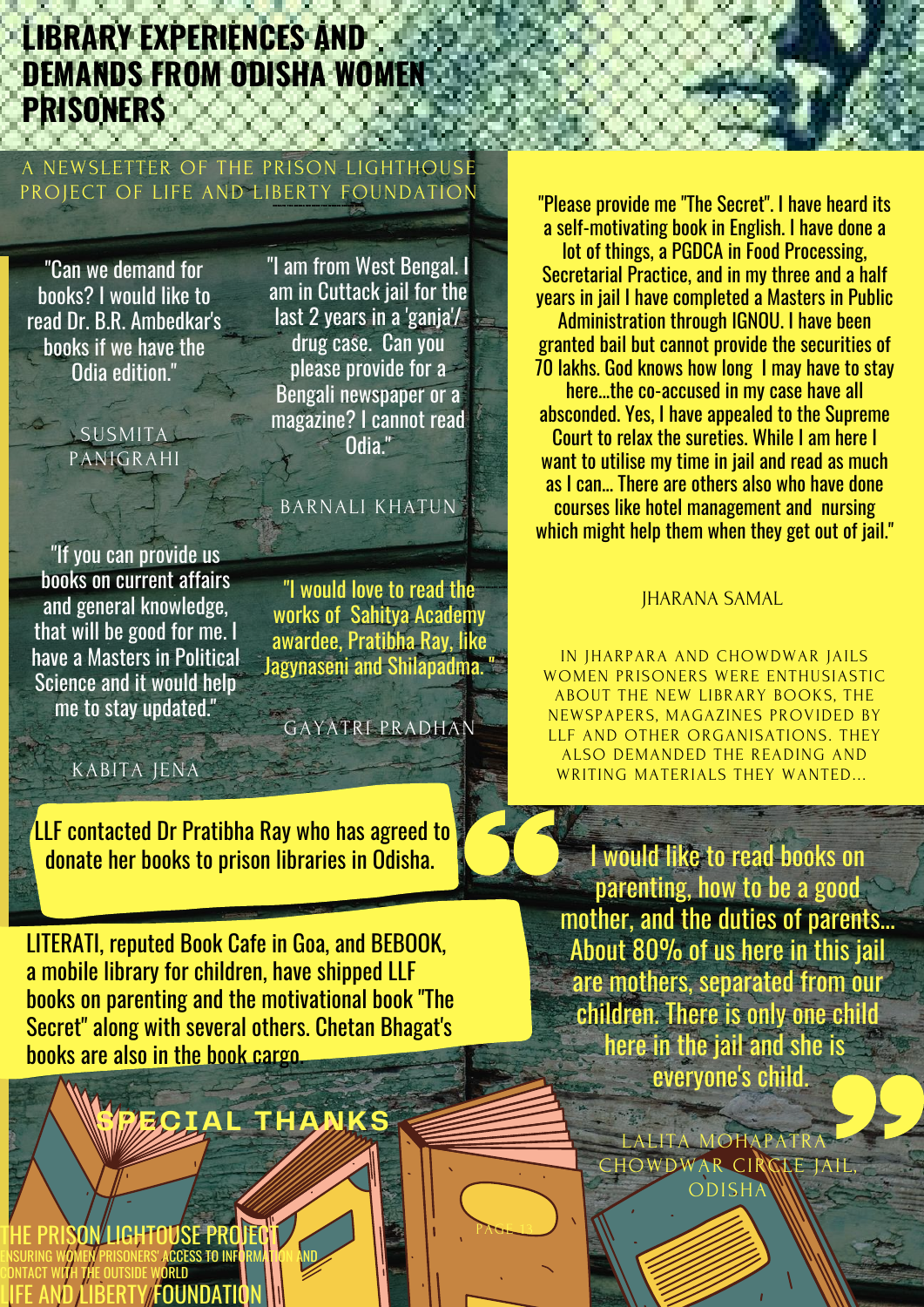# LIBRARY EXPERIENCES AND DEMANDS FROM ODISHA WOMEN PRISONERS

A NEWSLETTER OF THE PRISON LIGHTHOUSE PROJECT OF LIFE AND LIBERTY FOUNDATION

"Can we demand for books? I would like to read Dr. B.R. Ambedkar's books if we have the Odia edition."

SUSMITA PANIGRAHI

"I am from West Bengal. I am in Cuttack jail for the last 2 years in a 'ganja'/ drug case. Can you please provide for a Bengali newspaper or a magazine? I cannot read Odia."

BARNALI KHATUN

"If you can provide us books on current affairs and general knowledge, that will be good for me. I have a Masters in Political Science and it would help me to stay updated."

KABITA JENA

"I would love to read the works of Sahitya Academy awardee, Pratibha Ray, like Jagynaseni and Shilapadma."

GAYATRI PRADHAN

"Please provide me "The Secret". I have heard its a self-motivating book in English. I have done a lot of things, a PGDCA in Food Processing, Secretarial Practice, and in my three and a half years in jail I have completed a Masters in Public Administration through IGNOU. I have been granted bail but cannot provide the securities of 70 lakhs. God knows how long I may have to stay here...the co-accused in my case have all absconded. Yes, I have appealed to the Supreme Court to relax the sureties. While I am here I want to utilise my time in jail and read as much as I can... There are others also who have done courses like hotel management and nursing which might help them when they get out of jail."

JHARANA SAMAL

IN JHARPARA AND CHOWDWAR JAILS WOMEN PRISONERS WERE ENTHUSIASTIC ABOUT THE NEW LIBRARY BOOKS, THE NEWSPAPERS, MAGAZINES PROVIDED BY LLF AND OTHER ORGANISATIONS. THEY ALSO DEMANDED THE READING AND WRITING MATERIALS THEY WANTED...

LLF contacted Dr Pratibha Ray who has agreed to donate her books to prison libraries in Odisha.

LITERATI, reputed Book Cafe in Goa, and BEBOOK, a mobile library for children, have shipped LLF books on parenting and the motivational book "The Secret" along with several others. Chetan Bhagat's books are also in the book cargo.

**SPECIAL THANKS**

"I would like to read books on parenting, how to be a good mother, and the duties of parents... About 80% of us here in this jail are mothers, separated from our children. There is only one child here in the jail and she is everyone's child."

LALITA MOHAPATRA
CHOWDWAR CIRCLE JAIL, ODISHA

THE PRISON LIGHTOUSE PROJECT
ENSURING WOMEN PRISONERS' ACCESS TO INFORMATION AND CONTACT WITH THE OUTSIDE WORLD
LIFE AND LIBERTY FOUNDATION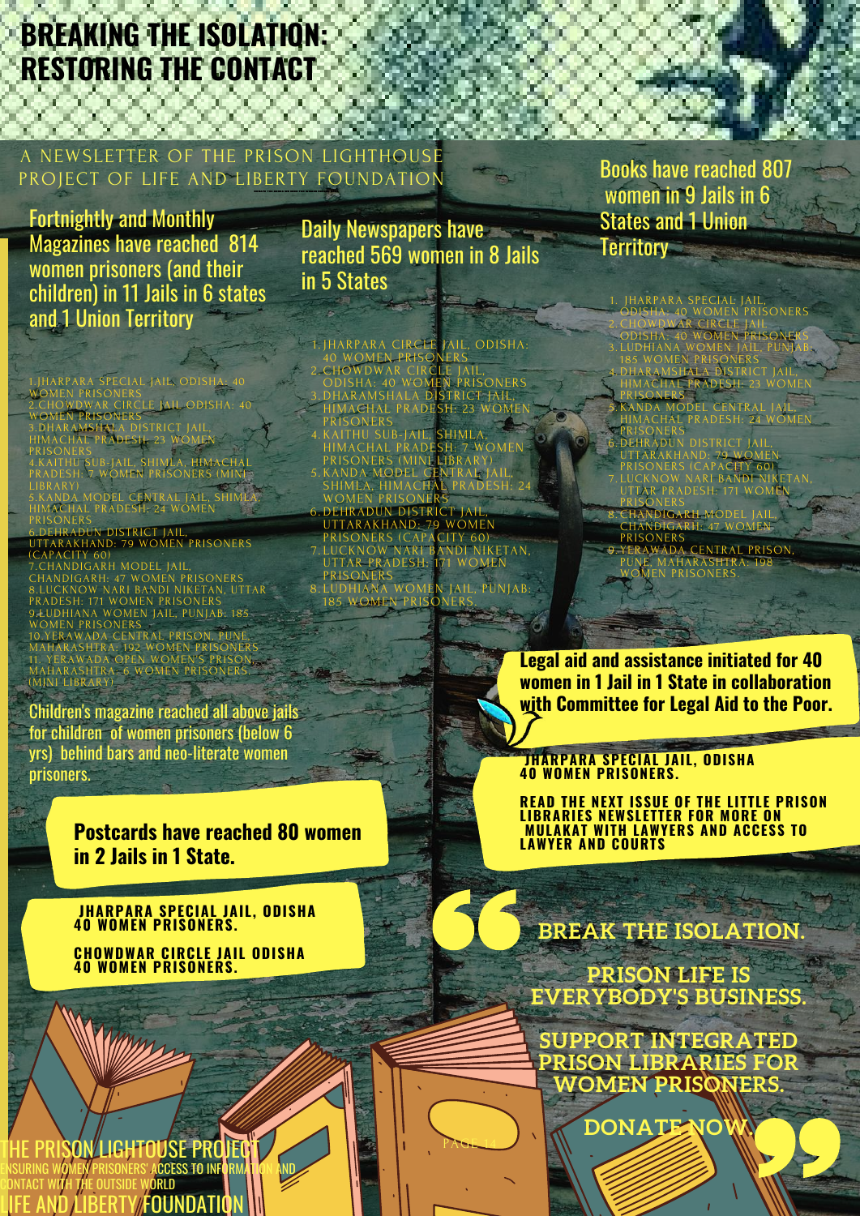# BREAKING THE ISOLATION: RESTORING THE CONTACT

A NEWSLETTER OF THE PRISON LIGHTHOUSE PROJECT OF LIFE AND LIBERTY FOUNDATION

## Fortnightly and Monthly Magazines have reached 814 women prisoners (and their children) in 11 Jails in 6 states and 1 Union Territory

1. JHARPARA SPECIAL JAIL, ODISHA: 40 WOMEN PRISONERS
2. CHOWDWAR CIRCLE JAIL ODISHA: 40 WOMEN PRISONERS
3. DHARAMSHALA DISTRICT JAIL, HIMACHAL PRADESH: 23 WOMEN PRISONERS
4. KAITHU SUB-JAIL, SHIMLA, HIMACHAL PRADESH: 7 WOMEN PRISONERS (MINI LIBRARY)
5. KANDA MODEL CENTRAL JAIL, SHIMLA, HIMACHAL PRADESH: 24 WOMEN PRISONERS
6. DEHRADUN DISTRICT JAIL, UTTARAKHAND: 79 WOMEN PRISONERS (CAPACITY 60)
7. CHANDIGARH MODEL JAIL, CHANDIGARH: 47 WOMEN PRISONERS
8. LUCKNOW NARI BANDI NIKETAN, UTTAR PRADESH: 171 WOMEN PRISONERS
9. LUDHIANA WOMEN JAIL, PUNJAB: 185 WOMEN PRISONERS
10. YERAWADA CENTRAL PRISON, PUNE, MAHARASHTRA: 192 WOMEN PRISONERS
11. YERAWADA OPEN WOMEN'S PRISON, MAHARASHTRA: 6 WOMEN PRISONERS. (MINI LIBRARY)

Children's magazine reached all above jails for children of women prisoners (below 6 yrs) behind bars and neo-literate women prisoners.

## Daily Newspapers have reached 569 women in 8 Jails in 5 States

1. JHARPARA CIRCLE JAIL, ODISHA: 40 WOMEN PRISONERS
2. CHOWDWAR CIRCLE JAIL, ODISHA: 40 WOMEN PRISONERS
3. DHARAMSHALA DISTRICT JAIL, HIMACHAL PRADESH: 23 WOMEN PRISONERS
4. KAITHU SUB-JAIL, SHIMLA, HIMACHAL PRADESH: 7 WOMEN PRISONERS (MINI LIBRARY)
5. KANDA MODEL CENTRAL JAIL, SHIMLA, HIMACHAL PRADESH: 24 WOMEN PRISONERS
6. DEHRADUN DISTRICT JAIL, UTTARAKHAND: 79 WOMEN PRISONERS (CAPACITY 60)
7. LUCKNOW NARI BANDI NIKETAN, UTTAR PRADESH: 171 WOMEN PRISONERS
8. LUDHIANA WOMEN JAIL, PUNJAB: 185 WOMEN PRISONERS.

## Books have reached 807 women in 9 Jails in 6 States and 1 Union Territory

1. JHARPARA SPECIAL JAIL, ODISHA: 40 WOMEN PRISONERS
2. CHOWDWAR CIRCLE JAIL ODISHA: 40 WOMEN PRISONERS
3. LUDHIANA WOMEN JAIL, PUNJAB: 185 WOMEN PRISONERS
4. DHARAMSHALA DISTRICT JAIL, HIMACHAL PRADESH: 23 WOMEN PRISONERS
5. KANDA MODEL CENTRAL JAIL, HIMACHAL PRADESH: 24 WOMEN PRISONERS
6. DEHRADUN DISTRICT JAIL, UTTARAKHAND: 79 WOMEN PRISONERS (CAPACITY 60)
7. LUCKNOW NARI BANDI NIKETAN, UTTAR PRADESH: 171 WOMEN PRISONERS
8. CHANDIGARH MODEL JAIL, CHANDIGARH: 47 WOMEN PRISONERS
9. YERAWADA CENTRAL PRISON, PUNE, MAHARASHTRA: 198 WOMEN PRISONERS.

**Legal aid and assistance initiated for 40 women in 1 Jail in 1 State in collaboration with Committee for Legal Aid to the Poor.**

**JHARPARA SPECIAL JAIL, ODISHA 40 WOMEN PRISONERS.**

**READ THE NEXT ISSUE OF THE LITTLE PRISON LIBRARIES NEWSLETTER FOR MORE ON MULAKAT WITH LAWYERS AND ACCESS TO LAWYER AND COURTS**

**Postcards have reached 80 women in 2 Jails in 1 State.**

**JHARPARA SPECIAL JAIL, ODISHA 40 WOMEN PRISONERS.**

**CHOWDWAR CIRCLE JAIL ODISHA 40 WOMEN PRISONERS.**

**BREAK THE ISOLATION.**

**PRISON LIFE IS EVERYBODY'S BUSINESS.**

**SUPPORT INTEGRATED PRISON LIBRARIES FOR WOMEN PRISONERS.**

**DONATE NOW.**

THE PRISON LIGHTOUSE PROJECT
ENSURING WOMEN PRISONERS' ACCESS TO INFORMATION AND CONTACT WITH THE OUTSIDE WORLD
LIFE AND LIBERTY FOUNDATION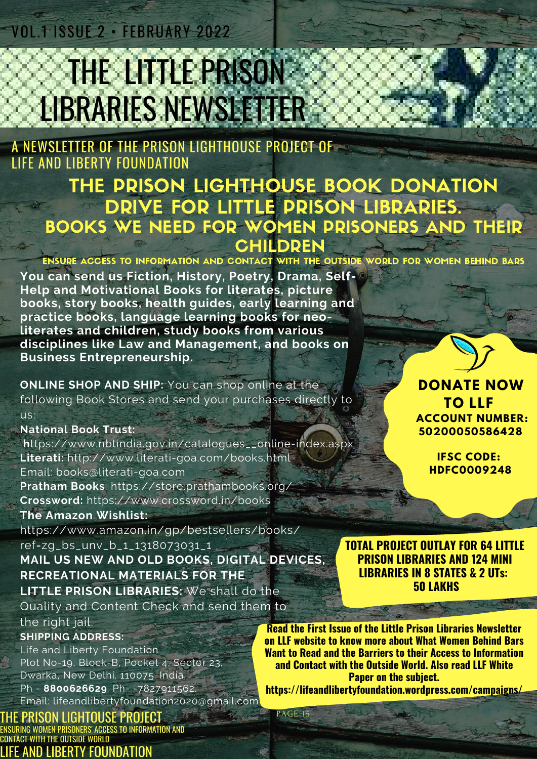# THE LITTLE PRISON LIBRARIES NEWSLETTER

A NEWSLETTER OF THE PRISON LIGHTHOUSE PROJECT OF LIFE AND LIBERTY FOUNDATION

## THE PRISON LIGHTHOUSE BOOK DONATION DRIVE FOR LITTLE PRISON LIBRARIES. BOOKS WE NEED FOR WOMEN PRISONERS AND THEIR CHILDREN

**ENSURE ACCESS TO INFORMATION AND CONTACT WITH THE OUTSIDE WORLD FOR WOMEN BEHIND BARS**

**You can send us Fiction, History, Poetry, Drama, Self-Help and Motivational Books for literates, picture books, story books, health guides, early learning and practice books, language learning books for neo-literates and children, study books from various disciplines like Law and Management, and books on Business Entrepreneurship.**

**ONLINE SHOP AND SHIP:** You can shop online at the following Book Stores and send your purchases directly to us:

**National Book Trust:** https://www.nbtindia.gov.in/catalogues__online-index.aspx

**Literati:** http://www.literati-goa.com/books.html
Email: books@literati-goa.com

**Pratham Books**: https://store.prathambooks.org/

**Crossword:** https://www.crossword.in/books

**The Amazon Wishlist:**
https://www.amazon.in/gp/bestsellers/books/ref=zg_bs_unv_b_1_1318073031_1

**MAIL US NEW AND OLD BOOKS, DIGITAL DEVICES, RECREATIONAL MATERIALS FOR THE LITTLE PRISON LIBRARIES:** We shall do the Quality and Content Check and send them to the right jail.

**SHIPPING ADDRESS:**
Life and Liberty Foundation
Plot No-19, Block-B, Pocket 4, Sector 23,
Dwarka, New Delhi. 110075. India.
Ph - **8800626629**. Ph- -7827911562.
Email: lifeandlibertyfoundation2020@gmail.com

**DONATE NOW TO LLF**
**ACCOUNT NUMBER: 50200050586428**
**IFSC CODE: HDFC0009248**

**TOTAL PROJECT OUTLAY FOR 64 LITTLE PRISON LIBRARIES AND 124 MINI LIBRARIES IN 8 STATES & 2 UTs: 50 LAKHS**

**Read the First Issue of the Little Prison Libraries Newsletter on LLF website to know more about What Women Behind Bars Want to Read and the Barriers to their Access to Information and Contact with the Outside World. Also read LLF White Paper on the subject.**
**https://lifeandlibertyfoundation.wordpress.com/campaigns/**

THE PRISON LIGHTOUSE PROJECT
ENSURING WOMEN PRISONERS' ACCESS TO INFORMATION AND CONTACT WITH THE OUTSIDE WORLD
LIFE AND LIBERTY FOUNDATION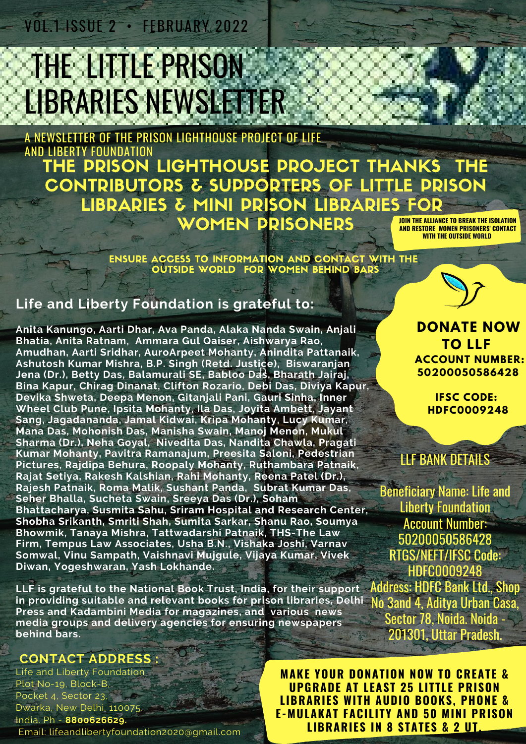VOL.1 ISSUE 2 • FEBRUARY 2022

# THE LITTLE PRISON LIBRARIES NEWSLETTER

A NEWSLETTER OF THE PRISON LIGHTHOUSE PROJECT OF LIFE AND LIBERTY FOUNDATION

## THE PRISON LIGHTHOUSE PROJECT THANKS THE CONTRIBUTORS & SUPPORTERS OF LITTLE PRISON LIBRARIES & MINI PRISON LIBRARIES FOR WOMEN PRISONERS

**JOIN THE ALLIANCE TO BREAK THE ISOLATION AND RESTORE WOMEN PRISONERS' CONTACT WITH THE OUTSIDE WORLD**

**ENSURE ACCESS TO INFORMATION AND CONTACT WITH THE OUTSIDE WORLD FOR WOMEN BEHIND BARS**

### Life and Liberty Foundation is grateful to:

**Anita Kanungo, Aarti Dhar, Ava Panda, Alaka Nanda Swain, Anjali Bhatia, Anita Ratnam, Ammara Gul Qaiser, Aishwarya Rao, Amudhan, Aarti Sridhar, AuroArpeet Mohanty, Anindita Pattanaik, Ashutosh Kumar Mishra, B.P. Singh (Retd. Justice), Biswaranjan Jena (Dr.), Betty Das, Balamurali SE, Babloo Das, Bharath Jairaj, Bina Kapur, Chirag Dinanat, Clifton Rozario, Debi Das, Diviya Kapur, Devika Shweta, Deepa Menon, Gitanjali Pani, Gauri Sinha, Inner Wheel Club Pune, Ipsita Mohanty, Ila Das, Joyita Ambett, Jayant Sang, Jagadananda, Jamal Kidwai, Kripa Mohanty, Lucy Kumar, Mana Das, Mohonish Das, Manisha Swain, Manoj Menon, Mukul Sharma (Dr.), Neha Goyal, Nivedita Das, Nandita Chawla, Pragati Kumar Mohanty, Pavitra Ramanajum, Preesita Saloni, Pedestrian Pictures, Rajdipa Behura, Roopaly Mohanty, Ruthambara Patnaik, Rajat Setiya, Rakesh Kalshian, Rahi Mohanty, Reena Patel (Dr.), Rajesh Patnaik, Roma Malik, Sushant Panda, Subrat Kumar Das, Seher Bhalla, Sucheta Swain, Sreeya Das (Dr.), Soham Bhattacharya, Susmita Sahu, Sriram Hospital and Research Center, Shobha Srikanth, Smriti Shah, Sumita Sarkar, Shanu Rao, Soumya Bhowmik, Tanaya Mishra, Tattwadarshi Patnaik, THS-The Law Firm, Tempus Law Associates, Usha B.N., Vishaka Joshi, Varnav Somwal, Vinu Sampath, Vaishnavi Mujgule, Vijaya Kumar, Vivek Diwan, Yogeshwaran, Yash Lokhande.**

**LLF is grateful to the National Book Trust, India, for their support in providing suitable and relevant books for prison libraries, Delhi Press and Kadambini Media for magazines, and various news media groups and delivery agencies for ensuring newspapers behind bars.**

### CONTACT ADDRESS :

Life and Liberty Foundation
Plot No-19, Block-B,
Pocket 4, Sector 23,
Dwarka, New Delhi, 110075.
India. Ph - **8800626629.**
Email: lifeandlibertyfoundation2020@gmail.com

**DONATE NOW TO LLF**
**ACCOUNT NUMBER: 50200050586428**

**IFSC CODE: HDFC0009248**

### LLF BANK DETAILS

Beneficiary Name: Life and Liberty Foundation
Account Number: 50200050586428
RTGS/NEFT/IFSC Code: HDFC0009248
Address: HDFC Bank Ltd., Shop No 3and 4, Aditya Urban Casa, Sector 78, Noida. Noida - 201301, Uttar Pradesh.

**MAKE YOUR DONATION NOW TO CREATE & UPGRADE AT LEAST 25 LITTLE PRISON LIBRARIES WITH AUDIO BOOKS, PHONE & E-MULAKAT FACILITY AND 50 MINI PRISON LIBRARIES IN 8 STATES & 2 UT.**